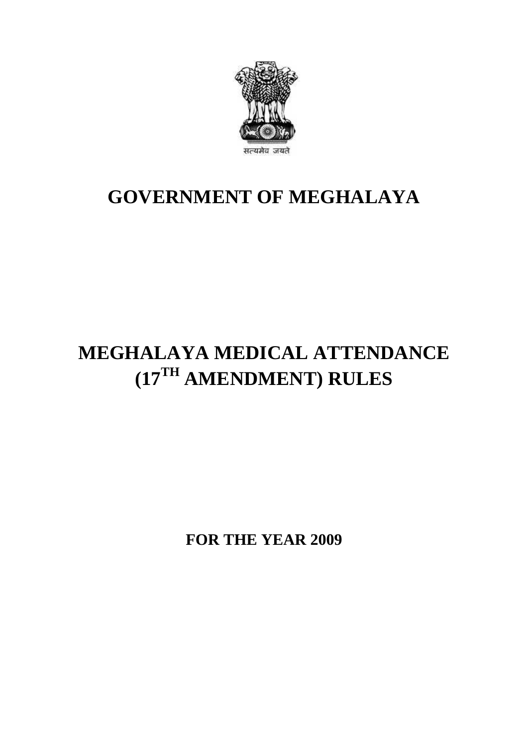सत्यमेव जयते

# GOVERNMENT OF MEGHALAYA

# MEGHALAYA MEDICAL ATTENDANCE (17TH AMENDMENT) RULES

## FOR THE YEAR 2009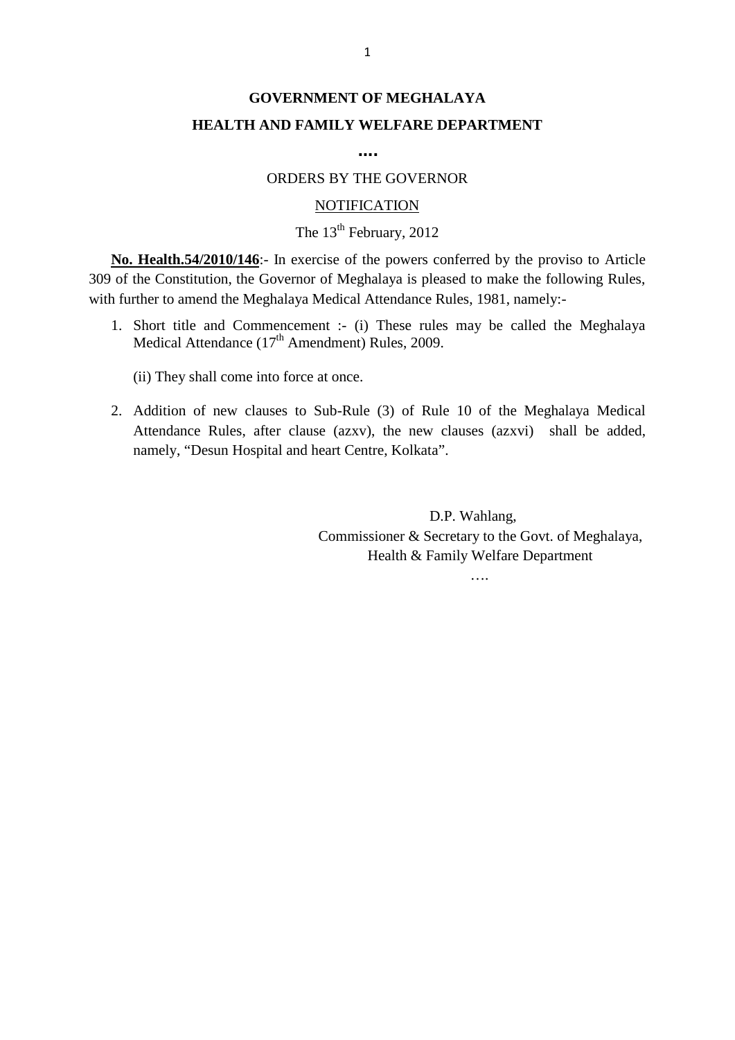**GOVERNMENT OF MEGHALAYA**

**HEALTH AND FAMILY WELFARE DEPARTMENT**

**....**

ORDERS BY THE GOVERNOR

NOTIFICATION

The 13th February, 2012

**No. Health.54/2010/146**:- In exercise of the powers conferred by the proviso to Article 309 of the Constitution, the Governor of Meghalaya is pleased to make the following Rules, with further to amend the Meghalaya Medical Attendance Rules, 1981, namely:-

1. Short title and Commencement :- (i) These rules may be called the Meghalaya Medical Attendance (17th Amendment) Rules, 2009.

   (ii) They shall come into force at once.

2. Addition of new clauses to Sub-Rule (3) of Rule 10 of the Meghalaya Medical Attendance Rules, after clause (azxv), the new clauses (azxvi) shall be added, namely, "Desun Hospital and heart Centre, Kolkata".

D.P. Wahlang,
Commissioner & Secretary to the Govt. of Meghalaya,
Health & Family Welfare Department

….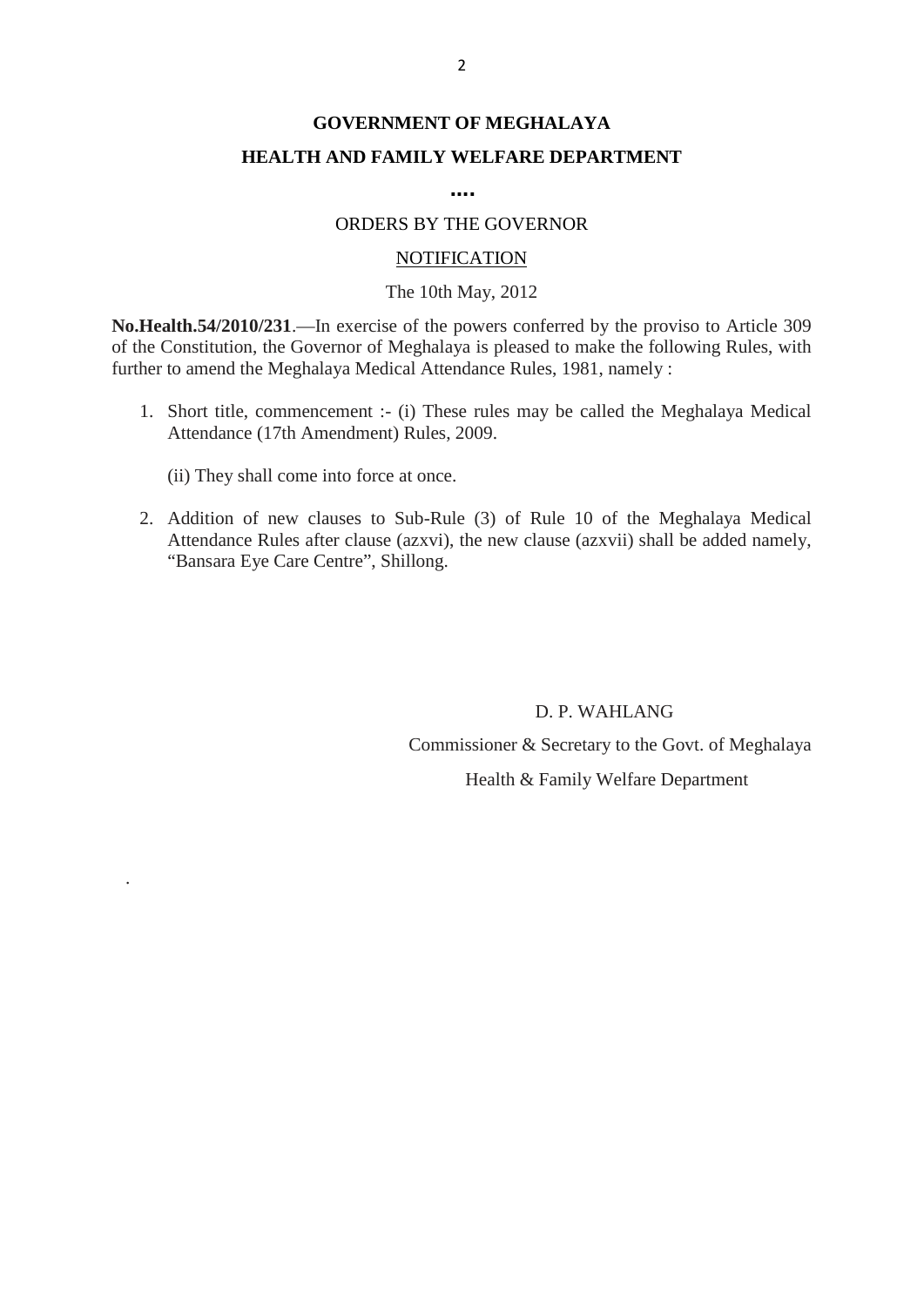**GOVERNMENT OF MEGHALAYA**

**HEALTH AND FAMILY WELFARE DEPARTMENT**

**....**

ORDERS BY THE GOVERNOR

<u>NOTIFICATION</u>

The 10th May, 2012

**No.Health.54/2010/231**.—In exercise of the powers conferred by the proviso to Article 309 of the Constitution, the Governor of Meghalaya is pleased to make the following Rules, with further to amend the Meghalaya Medical Attendance Rules, 1981, namely :

1. Short title, commencement :- (i) These rules may be called the Meghalaya Medical Attendance (17th Amendment) Rules, 2009.

   (ii) They shall come into force at once.

2. Addition of new clauses to Sub-Rule (3) of Rule 10 of the Meghalaya Medical Attendance Rules after clause (azxvi), the new clause (azxvii) shall be added namely, "Bansara Eye Care Centre", Shillong.

D. P. WAHLANG

Commissioner & Secretary to the Govt. of Meghalaya

Health & Family Welfare Department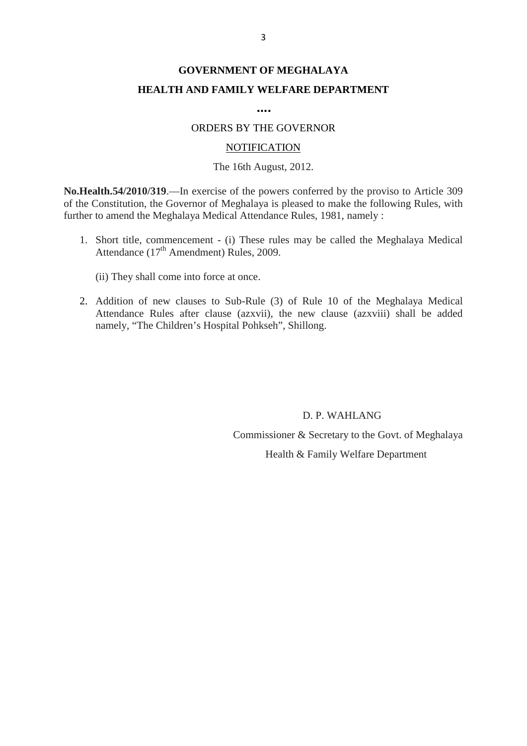**GOVERNMENT OF MEGHALAYA**

**HEALTH AND FAMILY WELFARE DEPARTMENT**

**....**

ORDERS BY THE GOVERNOR

NOTIFICATION

The 16th August, 2012.

**No.Health.54/2010/319**.—In exercise of the powers conferred by the proviso to Article 309 of the Constitution, the Governor of Meghalaya is pleased to make the following Rules, with further to amend the Meghalaya Medical Attendance Rules, 1981, namely :

1. Short title, commencement - (i) These rules may be called the Meghalaya Medical Attendance (17th Amendment) Rules, 2009.

   (ii) They shall come into force at once.

2. Addition of new clauses to Sub-Rule (3) of Rule 10 of the Meghalaya Medical Attendance Rules after clause (azxvii), the new clause (azxviii) shall be added namely, "The Children's Hospital Pohkseh", Shillong.

D. P. WAHLANG

Commissioner & Secretary to the Govt. of Meghalaya

Health & Family Welfare Department